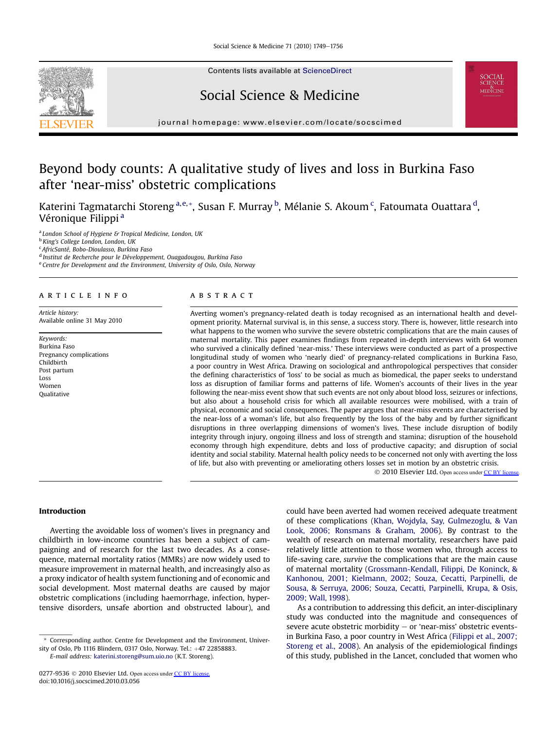Contents lists available at ScienceDirect

# Social Science & Medicine

journal homepage: www.elsevier.com/locate/socscimed

# Beyond body counts: A qualitative study of lives and loss in Burkina Faso after 'near-miss' obstetric complications

Katerini Tagmatarchi Storeng [a,e,*], Susan F. Murray [b], Mélanie S. Akoum [c], Fatoumata Ouattara [d], Véronique Filippi [a]

[a] London School of Hygiene & Tropical Medicine, London, UK
[b] King's College London, London, UK
[c] AfricSanté, Bobo-Dioulasso, Burkina Faso
[d] Institut de Recherche pour le Développement, Ouagadougou, Burkina Faso
[e] Centre for Development and the Environment, University of Oslo, Oslo, Norway

## ARTICLE INFO

*Article history:*
Available online 31 May 2010

*Keywords:*
Burkina Faso
Pregnancy complications
Childbirth
Post partum
Loss
Women
Qualitative

## ABSTRACT

Averting women's pregnancy-related death is today recognised as an international health and development priority. Maternal survival is, in this sense, a success story. There is, however, little research into what happens to the women who survive the severe obstetric complications that are the main causes of maternal mortality. This paper examines findings from repeated in-depth interviews with 64 women who survived a clinically defined 'near-miss.' These interviews were conducted as part of a prospective longitudinal study of women who 'nearly died' of pregnancy-related complications in Burkina Faso, a poor country in West Africa. Drawing on sociological and anthropological perspectives that consider the defining characteristics of 'loss' to be social as much as biomedical, the paper seeks to understand loss as disruption of familiar forms and patterns of life. Women's accounts of their lives in the year following the near-miss event show that such events are not only about blood loss, seizures or infections, but also about a household crisis for which all available resources were mobilised, with a train of physical, economic and social consequences. The paper argues that near-miss events are characterised by the near-loss of a woman's life, but also frequently by the loss of the baby and by further significant disruptions in three overlapping dimensions of women's lives. These include disruption of bodily integrity through injury, ongoing illness and loss of strength and stamina; disruption of the household economy through high expenditure, debts and loss of productive capacity; and disruption of social identity and social stability. Maternal health policy needs to be concerned not only with averting the loss of life, but also with preventing or ameliorating others losses set in motion by an obstetric crisis.

© 2010 Elsevier Ltd. Open access under CC BY license.

## Introduction

Averting the avoidable loss of women's lives in pregnancy and childbirth in low-income countries has been a subject of campaigning and of research for the last two decades. As a consequence, maternal mortality ratios (MMRs) are now widely used to measure improvement in maternal health, and increasingly also as a proxy indicator of health system functioning and of economic and social development. Most maternal deaths are caused by major obstetric complications (including haemorrhage, infection, hypertensive disorders, unsafe abortion and obstructed labour), and could have been averted had women received adequate treatment of these complications (Khan, Wojdyla, Say, Gulmezoglu, & Van Look, 2006; Ronsmans & Graham, 2006). By contrast to the wealth of research on maternal mortality, researchers have paid relatively little attention to those women who, through access to life-saving care, *survive* the complications that are the main cause of maternal mortality (Grossmann-Kendall, Filippi, De Koninck, & Kanhonou, 2001; Kielmann, 2002; Souza, Cecatti, Parpinelli, de Sousa, & Serruya, 2006; Souza, Cecatti, Parpinelli, Krupa, & Osis, 2009; Wall, 1998).

As a contribution to addressing this deficit, an inter-disciplinary study was conducted into the magnitude and consequences of severe acute obstetric morbidity – or 'near-miss' obstetric events-in Burkina Faso, a poor country in West Africa (Filippi et al., 2007; Storeng et al., 2008). An analysis of the epidemiological findings of this study, published in the Lancet, concluded that women who

* Corresponding author. Centre for Development and the Environment, University of Oslo, Pb 1116 Blindern, 0317 Oslo, Norway. Tel.: +47 22858883.
*E-mail address:* katerini.storeng@sum.uio.no (K.T. Storeng).

0277-9536 © 2010 Elsevier Ltd. Open access under CC BY license.
doi:10.1016/j.socscimed.2010.03.056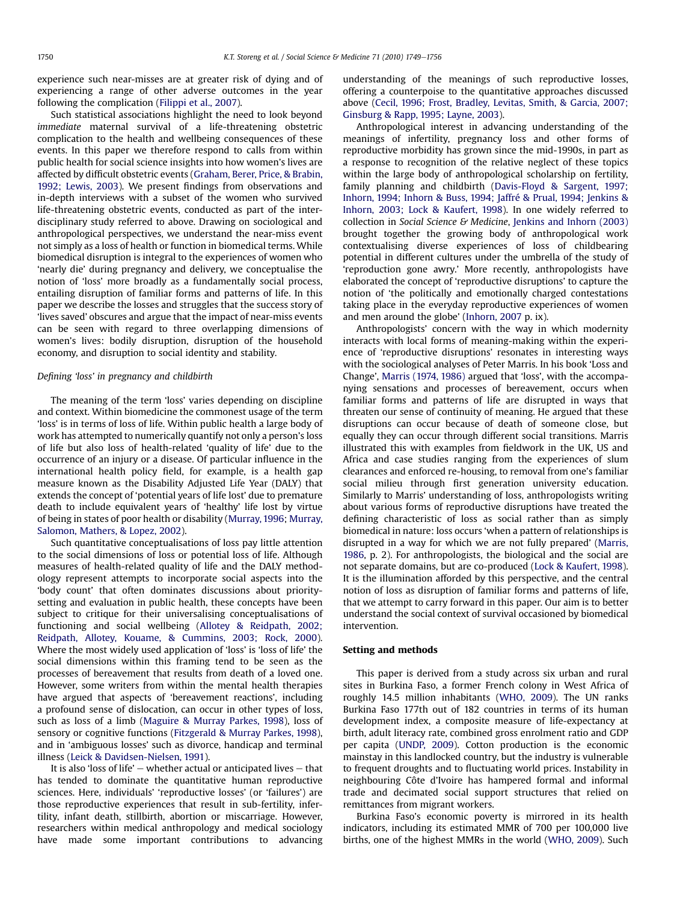experience such near-misses are at greater risk of dying and of experiencing a range of other adverse outcomes in the year following the complication (Filippi et al., 2007).

Such statistical associations highlight the need to look beyond *immediate* maternal survival of a life-threatening obstetric complication to the health and wellbeing consequences of these events. In this paper we therefore respond to calls from within public health for social science insights into how women's lives are affected by difficult obstetric events (Graham, Berer, Price, & Brabin, 1992; Lewis, 2003). We present findings from observations and in-depth interviews with a subset of the women who survived life-threatening obstetric events, conducted as part of the inter-disciplinary study referred to above. Drawing on sociological and anthropological perspectives, we understand the near-miss event not simply as a loss of health or function in biomedical terms. While biomedical disruption is integral to the experiences of women who 'nearly die' during pregnancy and delivery, we conceptualise the notion of 'loss' more broadly as a fundamentally social process, entailing disruption of familiar forms and patterns of life. In this paper we describe the losses and struggles that the success story of 'lives saved' obscures and argue that the impact of near-miss events can be seen with regard to three overlapping dimensions of women's lives: bodily disruption, disruption of the household economy, and disruption to social identity and stability.

### *Defining 'loss' in pregnancy and childbirth*

The meaning of the term 'loss' varies depending on discipline and context. Within biomedicine the commonest usage of the term 'loss' is in terms of loss of life. Within public health a large body of work has attempted to numerically quantify not only a person's loss of life but also loss of health-related 'quality of life' due to the occurrence of an injury or a disease. Of particular influence in the international health policy field, for example, is a health gap measure known as the Disability Adjusted Life Year (DALY) that extends the concept of 'potential years of life lost' due to premature death to include equivalent years of 'healthy' life lost by virtue of being in states of poor health or disability (Murray, 1996; Murray, Salomon, Mathers, & Lopez, 2002).

Such quantitative conceptualisations of loss pay little attention to the social dimensions of loss or potential loss of life. Although measures of health-related quality of life and the DALY methodology represent attempts to incorporate social aspects into the 'body count' that often dominates discussions about priority-setting and evaluation in public health, these concepts have been subject to critique for their universalising conceptualisations of functioning and social wellbeing (Allotey & Reidpath, 2002; Reidpath, Allotey, Kouame, & Cummins, 2003; Rock, 2000). Where the most widely used application of 'loss' is 'loss of life' the social dimensions within this framing tend to be seen as the processes of bereavement that results from death of a loved one. However, some writers from within the mental health therapies have argued that aspects of 'bereavement reactions', including a profound sense of dislocation, can occur in other types of loss, such as loss of a limb (Maguire & Murray Parkes, 1998), loss of sensory or cognitive functions (Fitzgerald & Murray Parkes, 1998), and in 'ambiguous losses' such as divorce, handicap and terminal illness (Leick & Davidsen-Nielsen, 1991).

It is also 'loss of life' – whether actual or anticipated lives – that has tended to dominate the quantitative human reproductive sciences. Here, individuals' 'reproductive losses' (or 'failures') are those reproductive experiences that result in sub-fertility, infertility, infant death, stillbirth, abortion or miscarriage. However, researchers within medical anthropology and medical sociology have made some important contributions to advancing understanding of the meanings of such reproductive losses, offering a counterpoise to the quantitative approaches discussed above (Cecil, 1996; Frost, Bradley, Levitas, Smith, & Garcia, 2007; Ginsburg & Rapp, 1995; Layne, 2003).

Anthropological interest in advancing understanding of the meanings of infertility, pregnancy loss and other forms of reproductive morbidity has grown since the mid-1990s, in part as a response to recognition of the relative neglect of these topics within the large body of anthropological scholarship on fertility, family planning and childbirth (Davis-Floyd & Sargent, 1997; Inhorn, 1994; Inhorn & Buss, 1994; Jaffré & Prual, 1994; Jenkins & Inhorn, 2003; Lock & Kaufert, 1998). In one widely referred to collection in *Social Science & Medicine*, Jenkins and Inhorn (2003) brought together the growing body of anthropological work contextualising diverse experiences of loss of childbearing potential in different cultures under the umbrella of the study of 'reproduction gone awry.' More recently, anthropologists have elaborated the concept of 'reproductive disruptions' to capture the notion of 'the politically and emotionally charged contestations taking place in the everyday reproductive experiences of women and men around the globe' (Inhorn, 2007 p. ix).

Anthropologists' concern with the way in which modernity interacts with local forms of meaning-making within the experience of 'reproductive disruptions' resonates in interesting ways with the sociological analyses of Peter Marris. In his book 'Loss and Change', Marris (1974, 1986) argued that 'loss', with the accompanying sensations and processes of bereavement, occurs when familiar forms and patterns of life are disrupted in ways that threaten our sense of continuity of meaning. He argued that these disruptions can occur because of death of someone close, but equally they can occur through different social transitions. Marris illustrated this with examples from fieldwork in the UK, US and Africa and case studies ranging from the experiences of slum clearances and enforced re-housing, to removal from one's familiar social milieu through first generation university education. Similarly to Marris' understanding of loss, anthropologists writing about various forms of reproductive disruptions have treated the defining characteristic of loss as social rather than as simply biomedical in nature: loss occurs 'when a pattern of relationships is disrupted in a way for which we are not fully prepared' (Marris, 1986, p. 2). For anthropologists, the biological and the social are not separate domains, but are co-produced (Lock & Kaufert, 1998). It is the illumination afforded by this perspective, and the central notion of loss as disruption of familiar forms and patterns of life, that we attempt to carry forward in this paper. Our aim is to better understand the social context of survival occasioned by biomedical intervention.

## Setting and methods

This paper is derived from a study across six urban and rural sites in Burkina Faso, a former French colony in West Africa of roughly 14.5 million inhabitants (WHO, 2009). The UN ranks Burkina Faso 177th out of 182 countries in terms of its human development index, a composite measure of life-expectancy at birth, adult literacy rate, combined gross enrolment ratio and GDP per capita (UNDP, 2009). Cotton production is the economic mainstay in this landlocked country, but the industry is vulnerable to frequent droughts and to fluctuating world prices. Instability in neighbouring Côte d'Ivoire has hampered formal and informal trade and decimated social support structures that relied on remittances from migrant workers.

Burkina Faso's economic poverty is mirrored in its health indicators, including its estimated MMR of 700 per 100,000 live births, one of the highest MMRs in the world (WHO, 2009). Such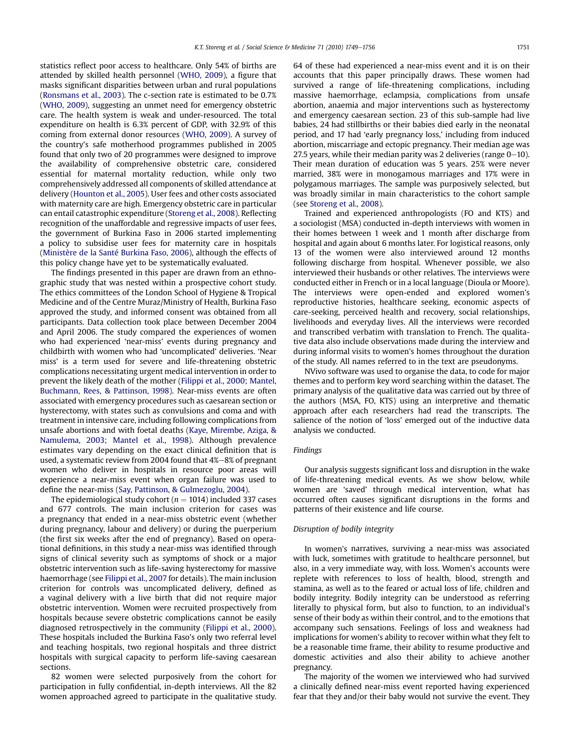statistics reflect poor access to healthcare. Only 54% of births are attended by skilled health personnel (WHO, 2009), a figure that masks significant disparities between urban and rural populations (Ronsmans et al., 2003). The c-section rate is estimated to be 0.7% (WHO, 2009), suggesting an unmet need for emergency obstetric care. The health system is weak and under-resourced. The total expenditure on health is 6.3% percent of GDP, with 32.9% of this coming from external donor resources (WHO, 2009). A survey of the country's safe motherhood programmes published in 2005 found that only two of 20 programmes were designed to improve the availability of comprehensive obstetric care, considered essential for maternal mortality reduction, while only two comprehensively addressed all components of skilled attendance at delivery (Hounton et al., 2005). User fees and other costs associated with maternity care are high. Emergency obstetric care in particular can entail catastrophic expenditure (Storeng et al., 2008). Reflecting recognition of the unaffordable and regressive impacts of user fees, the government of Burkina Faso in 2006 started implementing a policy to subsidise user fees for maternity care in hospitals (Ministère de la Santé Burkina Faso, 2006), although the effects of this policy change have yet to be systematically evaluated.

The findings presented in this paper are drawn from an ethnographic study that was nested within a prospective cohort study. The ethics committees of the London School of Hygiene & Tropical Medicine and of the Centre Muraz/Ministry of Health, Burkina Faso approved the study, and informed consent was obtained from all participants. Data collection took place between December 2004 and April 2006. The study compared the experiences of women who had experienced 'near-miss' events during pregnancy and childbirth with women who had 'uncomplicated' deliveries. 'Near miss' is a term used for severe and life-threatening obstetric complications necessitating urgent medical intervention in order to prevent the likely death of the mother (Filippi et al., 2000; Mantel, Buchmann, Rees, & Pattinson, 1998). Near-miss events are often associated with emergency procedures such as caesarean section or hysterectomy, with states such as convulsions and coma and with treatment in intensive care, including following complications from unsafe abortions and with foetal deaths (Kaye, Mirembe, Aziga, & Namulema, 2003; Mantel et al., 1998). Although prevalence estimates vary depending on the exact clinical definition that is used, a systematic review from 2004 found that 4%–8% of pregnant women who deliver in hospitals in resource poor areas will experience a near-miss event when organ failure was used to define the near-miss (Say, Pattinson, & Gulmezoglu, 2004).

The epidemiological study cohort ($n = 1014$) included 337 cases and 677 controls. The main inclusion criterion for cases was a pregnancy that ended in a near-miss obstetric event (whether during pregnancy, labour and delivery) or during the puerperium (the first six weeks after the end of pregnancy). Based on operational definitions, in this study a near-miss was identified through signs of clinical severity such as symptoms of shock or a major obstetric intervention such as life-saving hysterectomy for massive haemorrhage (see Filippi et al., 2007 for details). The main inclusion criterion for controls was uncomplicated delivery, defined as a vaginal delivery with a live birth that did not require major obstetric intervention. Women were recruited prospectively from hospitals because severe obstetric complications cannot be easily diagnosed retrospectively in the community (Filippi et al., 2000). These hospitals included the Burkina Faso's only two referral level and teaching hospitals, two regional hospitals and three district hospitals with surgical capacity to perform life-saving caesarean sections.

82 women were selected purposively from the cohort for participation in fully confidential, in-depth interviews. All the 82 women approached agreed to participate in the qualitative study. 64 of these had experienced a near-miss event and it is on their accounts that this paper principally draws. These women had survived a range of life-threatening complications, including massive haemorrhage, eclampsia, complications from unsafe abortion, anaemia and major interventions such as hysterectomy and emergency caesarean section. 23 of this sub-sample had live babies, 24 had stillbirths or their babies died early in the neonatal period, and 17 had 'early pregnancy loss,' including from induced abortion, miscarriage and ectopic pregnancy. Their median age was 27.5 years, while their median parity was 2 deliveries (range 0–10). Their mean duration of education was 5 years. 25% were never married, 38% were in monogamous marriages and 17% were in polygamous marriages. The sample was purposively selected, but was broadly similar in main characteristics to the cohort sample (see Storeng et al., 2008).

Trained and experienced anthropologists (FO and KTS) and a sociologist (MSA) conducted in-depth interviews with women in their homes between 1 week and 1 month after discharge from hospital and again about 6 months later. For logistical reasons, only 13 of the women were also interviewed around 12 months following discharge from hospital. Whenever possible, we also interviewed their husbands or other relatives. The interviews were conducted either in French or in a local language (Dioula or Moore). The interviews were open-ended and explored women's reproductive histories, healthcare seeking, economic aspects of care-seeking, perceived health and recovery, social relationships, livelihoods and everyday lives. All the interviews were recorded and transcribed verbatim with translation to French. The qualitative data also include observations made during the interview and during informal visits to women's homes throughout the duration of the study. All names referred to in the text are pseudonyms.

NVivo software was used to organise the data, to code for major themes and to perform key word searching within the dataset. The primary analysis of the qualitative data was carried out by three of the authors (MSA, FO, KTS) using an interpretive and thematic approach after each researchers had read the transcripts. The salience of the notion of 'loss' emerged out of the inductive data analysis we conducted.

## Findings

Our analysis suggests significant loss and disruption in the wake of life-threatening medical events. As we show below, while women are 'saved' through medical intervention, what has occurred often causes significant disruptions in the forms and patterns of their existence and life course.

### Disruption of bodily integrity

In women's narratives, surviving a near-miss was associated with luck, sometimes with gratitude to healthcare personnel, but also, in a very immediate way, with loss. Women's accounts were replete with references to loss of health, blood, strength and stamina, as well as to the feared or actual loss of life, children and bodily integrity. Bodily integrity can be understood as referring literally to physical form, but also to function, to an individual's sense of their body as within their control, and to the emotions that accompany such sensations. Feelings of loss and weakness had implications for women's ability to recover within what they felt to be a reasonable time frame, their ability to resume productive and domestic activities and also their ability to achieve another pregnancy.

The majority of the women we interviewed who had survived a clinically defined near-miss event reported having experienced fear that they and/or their baby would not survive the event. They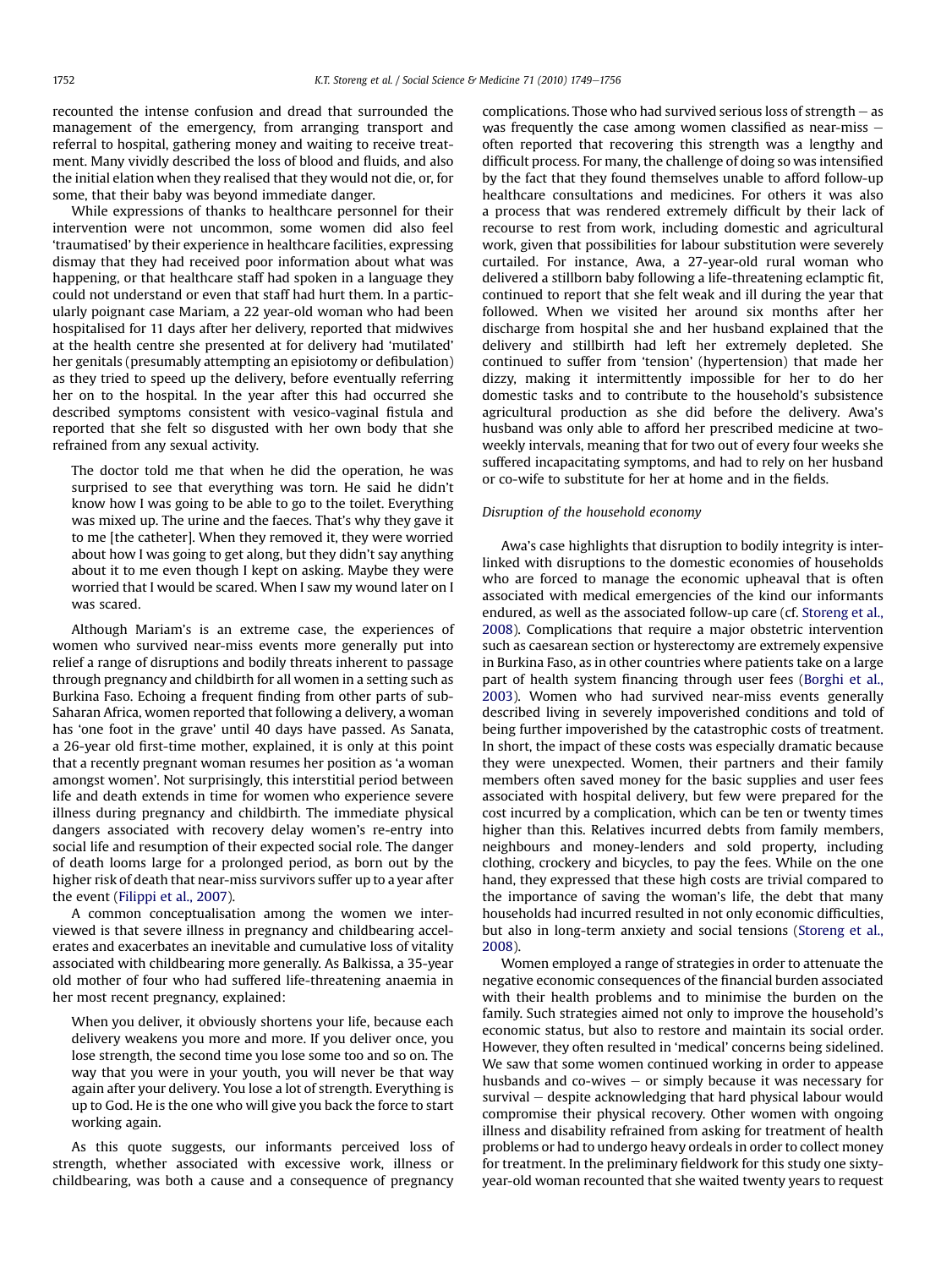recounted the intense confusion and dread that surrounded the management of the emergency, from arranging transport and referral to hospital, gathering money and waiting to receive treatment. Many vividly described the loss of blood and fluids, and also the initial elation when they realised that they would not die, or, for some, that their baby was beyond immediate danger.

While expressions of thanks to healthcare personnel for their intervention were not uncommon, some women did also feel 'traumatised' by their experience in healthcare facilities, expressing dismay that they had received poor information about what was happening, or that healthcare staff had spoken in a language they could not understand or even that staff had hurt them. In a particularly poignant case Mariam, a 22 year-old woman who had been hospitalised for 11 days after her delivery, reported that midwives at the health centre she presented at for delivery had 'mutilated' her genitals (presumably attempting an episiotomy or defibulation) as they tried to speed up the delivery, before eventually referring her on to the hospital. In the year after this had occurred she described symptoms consistent with vesico-vaginal fistula and reported that she felt so disgusted with her own body that she refrained from any sexual activity.

> The doctor told me that when he did the operation, he was surprised to see that everything was torn. He said he didn't know how I was going to be able to go to the toilet. Everything was mixed up. The urine and the faeces. That's why they gave it to me [the catheter]. When they removed it, they were worried about how I was going to get along, but they didn't say anything about it to me even though I kept on asking. Maybe they were worried that I would be scared. When I saw my wound later on I was scared.

Although Mariam's is an extreme case, the experiences of women who survived near-miss events more generally put into relief a range of disruptions and bodily threats inherent to passage through pregnancy and childbirth for all women in a setting such as Burkina Faso. Echoing a frequent finding from other parts of sub-Saharan Africa, women reported that following a delivery, a woman has 'one foot in the grave' until 40 days have passed. As Sanata, a 26-year old first-time mother, explained, it is only at this point that a recently pregnant woman resumes her position as 'a woman amongst women'. Not surprisingly, this interstitial period between life and death extends in time for women who experience severe illness during pregnancy and childbirth. The immediate physical dangers associated with recovery delay women's re-entry into social life and resumption of their expected social role. The danger of death looms large for a prolonged period, as born out by the higher risk of death that near-miss survivors suffer up to a year after the event (Filippi et al., 2007).

A common conceptualisation among the women we interviewed is that severe illness in pregnancy and childbearing accelerates and exacerbates an inevitable and cumulative loss of vitality associated with childbearing more generally. As Balkissa, a 35-year old mother of four who had suffered life-threatening anaemia in her most recent pregnancy, explained:

> When you deliver, it obviously shortens your life, because each delivery weakens you more and more. If you deliver once, you lose strength, the second time you lose some too and so on. The way that you were in your youth, you will never be that way again after your delivery. You lose a lot of strength. Everything is up to God. He is the one who will give you back the force to start working again.

As this quote suggests, our informants perceived loss of strength, whether associated with excessive work, illness or childbearing, was both a cause and a consequence of pregnancy complications. Those who had survived serious loss of strength – as was frequently the case among women classified as near-miss – often reported that recovering this strength was a lengthy and difficult process. For many, the challenge of doing so was intensified by the fact that they found themselves unable to afford follow-up healthcare consultations and medicines. For others it was also a process that was rendered extremely difficult by their lack of recourse to rest from work, including domestic and agricultural work, given that possibilities for labour substitution were severely curtailed. For instance, Awa, a 27-year-old rural woman who delivered a stillborn baby following a life-threatening eclamptic fit, continued to report that she felt weak and ill during the year that followed. When we visited her around six months after her discharge from hospital she and her husband explained that the delivery and stillbirth had left her extremely depleted. She continued to suffer from 'tension' (hypertension) that made her dizzy, making it intermittently impossible for her to do her domestic tasks and to contribute to the household's subsistence agricultural production as she did before the delivery. Awa's husband was only able to afford her prescribed medicine at two-weekly intervals, meaning that for two out of every four weeks she suffered incapacitating symptoms, and had to rely on her husband or co-wife to substitute for her at home and in the fields.

### *Disruption of the household economy*

Awa's case highlights that disruption to bodily integrity is interlinked with disruptions to the domestic economies of households who are forced to manage the economic upheaval that is often associated with medical emergencies of the kind our informants endured, as well as the associated follow-up care (cf. Storeng et al., 2008). Complications that require a major obstetric intervention such as caesarean section or hysterectomy are extremely expensive in Burkina Faso, as in other countries where patients take on a large part of health system financing through user fees (Borghi et al., 2003). Women who had survived near-miss events generally described living in severely impoverished conditions and told of being further impoverished by the catastrophic costs of treatment. In short, the impact of these costs was especially dramatic because they were unexpected. Women, their partners and their family members often saved money for the basic supplies and user fees associated with hospital delivery, but few were prepared for the cost incurred by a complication, which can be ten or twenty times higher than this. Relatives incurred debts from family members, neighbours and money-lenders and sold property, including clothing, crockery and bicycles, to pay the fees. While on the one hand, they expressed that these high costs are trivial compared to the importance of saving the woman's life, the debt that many households had incurred resulted in not only economic difficulties, but also in long-term anxiety and social tensions (Storeng et al., 2008).

Women employed a range of strategies in order to attenuate the negative economic consequences of the financial burden associated with their health problems and to minimise the burden on the family. Such strategies aimed not only to improve the household's economic status, but also to restore and maintain its social order. However, they often resulted in 'medical' concerns being sidelined. We saw that some women continued working in order to appease husbands and co-wives – or simply because it was necessary for survival – despite acknowledging that hard physical labour would compromise their physical recovery. Other women with ongoing illness and disability refrained from asking for treatment of health problems or had to undergo heavy ordeals in order to collect money for treatment. In the preliminary fieldwork for this study one sixty-year-old woman recounted that she waited twenty years to request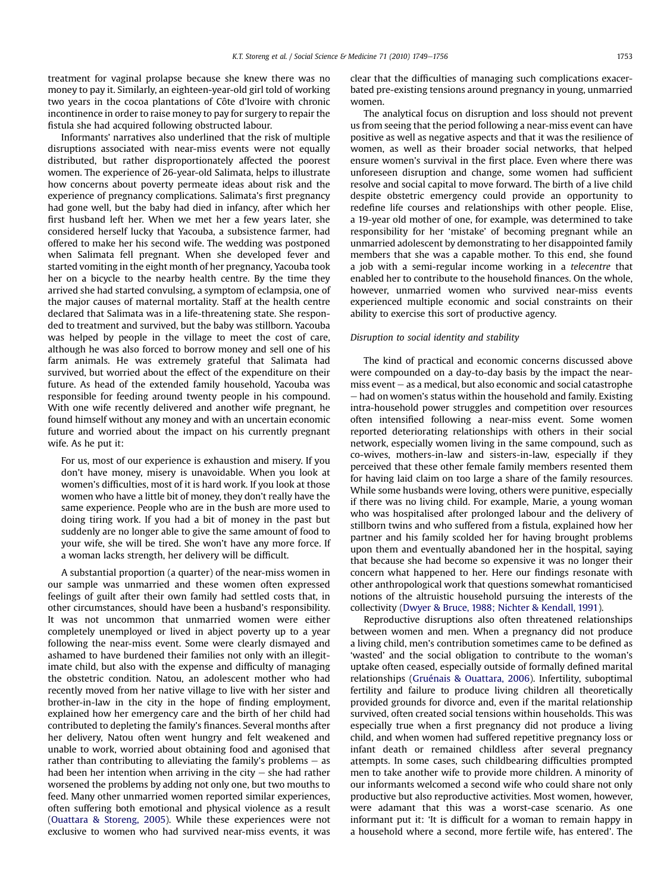treatment for vaginal prolapse because she knew there was no money to pay it. Similarly, an eighteen-year-old girl told of working two years in the cocoa plantations of Côte d'Ivoire with chronic incontinence in order to raise money to pay for surgery to repair the fistula she had acquired following obstructed labour.

Informants' narratives also underlined that the risk of multiple disruptions associated with near-miss events were not equally distributed, but rather disproportionately affected the poorest women. The experience of 26-year-old Salimata, helps to illustrate how concerns about poverty permeate ideas about risk and the experience of pregnancy complications. Salimata's first pregnancy had gone well, but the baby had died in infancy, after which her first husband left her. When we met her a few years later, she considered herself lucky that Yacouba, a subsistence farmer, had offered to make her his second wife. The wedding was postponed when Salimata fell pregnant. When she developed fever and started vomiting in the eight month of her pregnancy, Yacouba took her on a bicycle to the nearby health centre. By the time they arrived she had started convulsing, a symptom of eclampsia, one of the major causes of maternal mortality. Staff at the health centre declared that Salimata was in a life-threatening state. She responded to treatment and survived, but the baby was stillborn. Yacouba was helped by people in the village to meet the cost of care, although he was also forced to borrow money and sell one of his farm animals. He was extremely grateful that Salimata had survived, but worried about the effect of the expenditure on their future. As head of the extended family household, Yacouba was responsible for feeding around twenty people in his compound. With one wife recently delivered and another wife pregnant, he found himself without any money and with an uncertain economic future and worried about the impact on his currently pregnant wife. As he put it:

> For us, most of our experience is exhaustion and misery. If you don't have money, misery is unavoidable. When you look at women's difficulties, most of it is hard work. If you look at those women who have a little bit of money, they don't really have the same experience. People who are in the bush are more used to doing tiring work. If you had a bit of money in the past but suddenly are no longer able to give the same amount of food to your wife, she will be tired. She won't have any more force. If a woman lacks strength, her delivery will be difficult.

A substantial proportion (a quarter) of the near-miss women in our sample was unmarried and these women often expressed feelings of guilt after their own family had settled costs that, in other circumstances, should have been a husband's responsibility. It was not uncommon that unmarried women were either completely unemployed or lived in abject poverty up to a year following the near-miss event. Some were clearly dismayed and ashamed to have burdened their families not only with an illegitimate child, but also with the expense and difficulty of managing the obstetric condition. Natou, an adolescent mother who had recently moved from her native village to live with her sister and brother-in-law in the city in the hope of finding employment, explained how her emergency care and the birth of her child had contributed to depleting the family's finances. Several months after her delivery, Natou often went hungry and felt weakened and unable to work, worried about obtaining food and agonised that rather than contributing to alleviating the family's problems – as had been her intention when arriving in the city – she had rather worsened the problems by adding not only one, but two mouths to feed. Many other unmarried women reported similar experiences, often suffering both emotional and physical violence as a result (Ouattara & Storeng, 2005). While these experiences were not exclusive to women who had survived near-miss events, it was clear that the difficulties of managing such complications exacerbated pre-existing tensions around pregnancy in young, unmarried women.

The analytical focus on disruption and loss should not prevent us from seeing that the period following a near-miss event can have positive as well as negative aspects and that it was the resilience of women, as well as their broader social networks, that helped ensure women's survival in the first place. Even where there was unforeseen disruption and change, some women had sufficient resolve and social capital to move forward. The birth of a live child despite obstetric emergency could provide an opportunity to redefine life courses and relationships with other people. Elise, a 19-year old mother of one, for example, was determined to take responsibility for her 'mistake' of becoming pregnant while an unmarried adolescent by demonstrating to her disappointed family members that she was a capable mother. To this end, she found a job with a semi-regular income working in a *telecentre* that enabled her to contribute to the household finances. On the whole, however, unmarried women who survived near-miss events experienced multiple economic and social constraints on their ability to exercise this sort of productive agency.

### *Disruption to social identity and stability*

The kind of practical and economic concerns discussed above were compounded on a day-to-day basis by the impact the near-miss event – as a medical, but also economic and social catastrophe – had on women's status within the household and family. Existing intra-household power struggles and competition over resources often intensified following a near-miss event. Some women reported deteriorating relationships with others in their social network, especially women living in the same compound, such as co-wives, mothers-in-law and sisters-in-law, especially if they perceived that these other female family members resented them for having laid claim on too large a share of the family resources. While some husbands were loving, others were punitive, especially if there was no living child. For example, Marie, a young woman who was hospitalised after prolonged labour and the delivery of stillborn twins and who suffered from a fistula, explained how her partner and his family scolded her for having brought problems upon them and eventually abandoned her in the hospital, saying that because she had become so expensive it was no longer their concern what happened to her. Here our findings resonate with other anthropological work that questions somewhat romanticised notions of the altruistic household pursuing the interests of the collectivity (Dwyer & Bruce, 1988; Nichter & Kendall, 1991).

Reproductive disruptions also often threatened relationships between women and men. When a pregnancy did not produce a living child, men's contribution sometimes came to be defined as 'wasted' and the social obligation to contribute to the woman's uptake often ceased, especially outside of formally defined marital relationships (Gruénais & Ouattara, 2006). Infertility, suboptimal fertility and failure to produce living children all theoretically provided grounds for divorce and, even if the marital relationship survived, often created social tensions within households. This was especially true when a first pregnancy did not produce a living child, and when women had suffered repetitive pregnancy loss or infant death or remained childless after several pregnancy attempts. In some cases, such childbearing difficulties prompted men to take another wife to provide more children. A minority of our informants welcomed a second wife who could share not only productive but also reproductive activities. Most women, however, were adamant that this was a worst-case scenario. As one informant put it: 'It is difficult for a woman to remain happy in a household where a second, more fertile wife, has entered'. The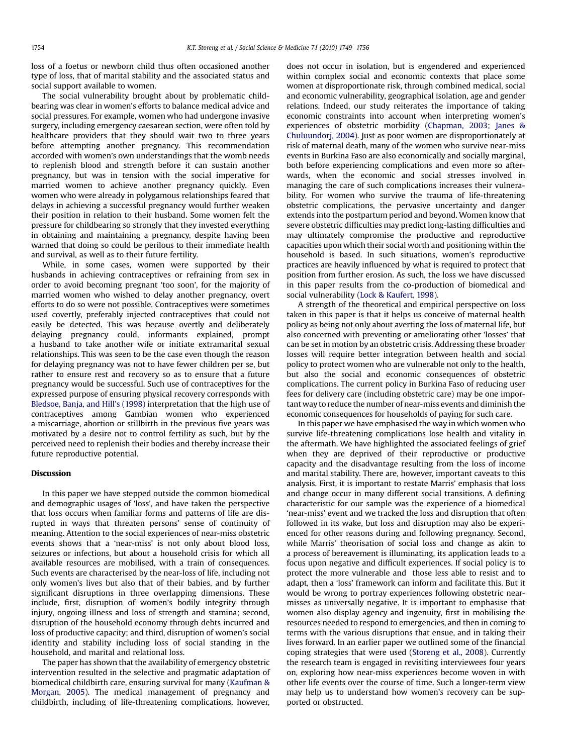loss of a foetus or newborn child thus often occasioned another type of loss, that of marital stability and the associated status and social support available to women.

The social vulnerability brought about by problematic childbearing was clear in women's efforts to balance medical advice and social pressures. For example, women who had undergone invasive surgery, including emergency caesarean section, were often told by healthcare providers that they should wait two to three years before attempting another pregnancy. This recommendation accorded with women's own understandings that the womb needs to replenish blood and strength before it can sustain another pregnancy, but was in tension with the social imperative for married women to achieve another pregnancy quickly. Even women who were already in polygamous relationships feared that delays in achieving a successful pregnancy would further weaken their position in relation to their husband. Some women felt the pressure for childbearing so strongly that they invested everything in obtaining and maintaining a pregnancy, despite having been warned that doing so could be perilous to their immediate health and survival, as well as to their future fertility.

While, in some cases, women were supported by their husbands in achieving contraceptives or refraining from sex in order to avoid becoming pregnant 'too soon', for the majority of married women who wished to delay another pregnancy, overt efforts to do so were not possible. Contraceptives were sometimes used covertly, preferably injected contraceptives that could not easily be detected. This was because overtly and deliberately delaying pregnancy could, informants explained, prompt a husband to take another wife or initiate extramarital sexual relationships. This was seen to be the case even though the reason for delaying pregnancy was not to have fewer children per se, but rather to ensure rest and recovery so as to ensure that a future pregnancy would be successful. Such use of contraceptives for the expressed purpose of ensuring physical recovery corresponds with Bledsoe, Banja, and Hill's (1998) interpretation that the high use of contraceptives among Gambian women who experienced a miscarriage, abortion or stillbirth in the previous five years was motivated by a desire not to control fertility as such, but by the perceived need to replenish their bodies and thereby increase their future reproductive potential.

## Discussion

In this paper we have stepped outside the common biomedical and demographic usages of 'loss', and have taken the perspective that loss occurs when familiar forms and patterns of life are disrupted in ways that threaten persons' sense of continuity of meaning. Attention to the social experiences of near-miss obstetric events shows that a 'near-miss' is not only about blood loss, seizures or infections, but about a household crisis for which all available resources are mobilised, with a train of consequences. Such events are characterised by the near-loss of life, including not only women's lives but also that of their babies, and by further significant disruptions in three overlapping dimensions. These include, first, disruption of women's bodily integrity through injury, ongoing illness and loss of strength and stamina; second, disruption of the household economy through debts incurred and loss of productive capacity; and third, disruption of women's social identity and stability including loss of social standing in the household, and marital and relational loss.

The paper has shown that the availability of emergency obstetric intervention resulted in the selective and pragmatic adaptation of biomedical childbirth care, ensuring survival for many (Kaufman & Morgan, 2005). The medical management of pregnancy and childbirth, including of life-threatening complications, however, does not occur in isolation, but is engendered and experienced within complex social and economic contexts that place some women at disproportionate risk, through combined medical, social and economic vulnerability, geographical isolation, age and gender relations. Indeed, our study reiterates the importance of taking economic constraints into account when interpreting women's experiences of obstetric morbidity (Chapman, 2003; Janes & Chuluundorj, 2004). Just as poor women are disproportionately at risk of maternal death, many of the women who survive near-miss events in Burkina Faso are also economically and socially marginal, both before experiencing complications and even more so afterwards, when the economic and social stresses involved in managing the care of such complications increases their vulnerability. For women who survive the trauma of life-threatening obstetric complications, the pervasive uncertainty and danger extends into the postpartum period and beyond. Women know that severe obstetric difficulties may predict long-lasting difficulties and may ultimately compromise the productive and reproductive capacities upon which their social worth and positioning within the household is based. In such situations, women's reproductive practices are heavily influenced by what is required to protect that position from further erosion. As such, the loss we have discussed in this paper results from the co-production of biomedical and social vulnerability (Lock & Kaufert, 1998).

A strength of the theoretical and empirical perspective on loss taken in this paper is that it helps us conceive of maternal health policy as being not only about averting the loss of maternal life, but also concerned with preventing or ameliorating other 'losses' that can be set in motion by an obstetric crisis. Addressing these broader losses will require better integration between health and social policy to protect women who are vulnerable not only to the health, but also the social and economic consequences of obstetric complications. The current policy in Burkina Faso of reducing user fees for delivery care (including obstetric care) may be one important way to reduce the number of near-miss events and diminish the economic consequences for households of paying for such care.

In this paper we have emphasised the way in which women who survive life-threatening complications lose health and vitality in the aftermath. We have highlighted the associated feelings of grief when they are deprived of their reproductive or productive capacity and the disadvantage resulting from the loss of income and marital stability. There are, however, important caveats to this analysis. First, it is important to restate Marris' emphasis that loss and change occur in many different social transitions. A defining characteristic for our sample was the experience of a biomedical 'near-miss' event and we tracked the loss and disruption that often followed in its wake, but loss and disruption may also be experienced for other reasons during and following pregnancy. Second, while Marris' theorisation of social loss and change as akin to a process of bereavement is illuminating, its application leads to a focus upon negative and difficult experiences. If social policy is to protect the more vulnerable and those less able to resist and to adapt, then a 'loss' framework can inform and facilitate this. But it would be wrong to portray experiences following obstetric near-misses as universally negative. It is important to emphasise that women also display agency and ingenuity, first in mobilising the resources needed to respond to emergencies, and then in coming to terms with the various disruptions that ensue, and in taking their lives forward. In an earlier paper we outlined some of the financial coping strategies that were used (Storeng et al., 2008). Currently the research team is engaged in revisiting interviewees four years on, exploring how near-miss experiences become woven in with other life events over the course of time. Such a longer-term view may help us to understand how women's recovery can be supported or obstructed.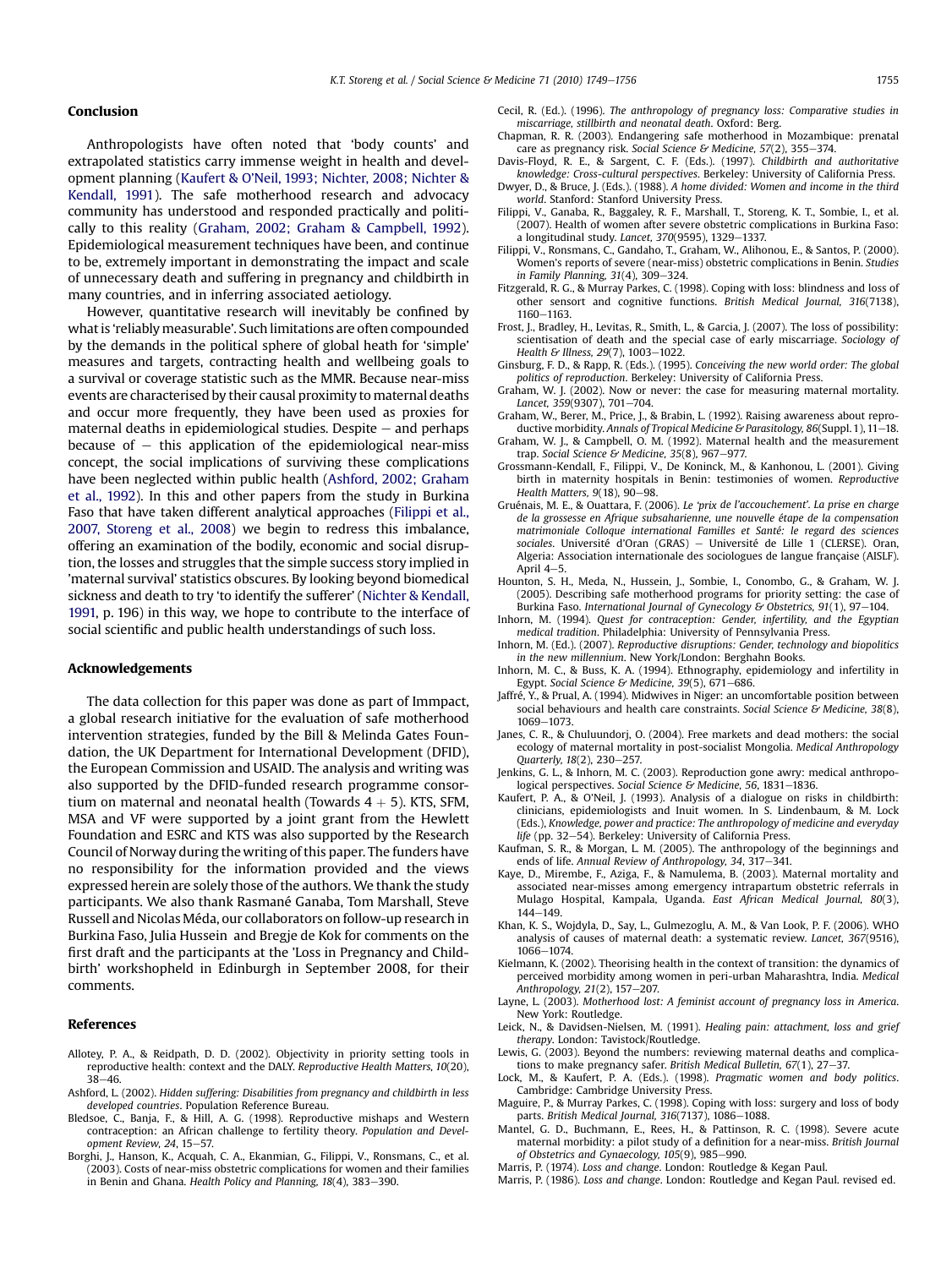## Conclusion

Anthropologists have often noted that 'body counts' and extrapolated statistics carry immense weight in health and development planning (Kaufert & O'Neil, 1993; Nichter, 2008; Nichter & Kendall, 1991). The safe motherhood research and advocacy community has understood and responded practically and politically to this reality (Graham, 2002; Graham & Campbell, 1992). Epidemiological measurement techniques have been, and continue to be, extremely important in demonstrating the impact and scale of unnecessary death and suffering in pregnancy and childbirth in many countries, and in inferring associated aetiology.

However, quantitative research will inevitably be confined by what is 'reliably measurable'. Such limitations are often compounded by the demands in the political sphere of global heath for 'simple' measures and targets, contracting health and wellbeing goals to a survival or coverage statistic such as the MMR. Because near-miss events are characterised by their causal proximity to maternal deaths and occur more frequently, they have been used as proxies for maternal deaths in epidemiological studies. Despite – and perhaps because of – this application of the epidemiological near-miss concept, the social implications of surviving these complications have been neglected within public health (Ashford, 2002; Graham et al., 1992). In this and other papers from the study in Burkina Faso that have taken different analytical approaches (Filippi et al., 2007, Storeng et al., 2008) we begin to redress this imbalance, offering an examination of the bodily, economic and social disruption, the losses and struggles that the simple success story implied in 'maternal survival' statistics obscures. By looking beyond biomedical sickness and death to try 'to identify the sufferer' (Nichter & Kendall, 1991, p. 196) in this way, we hope to contribute to the interface of social scientific and public health understandings of such loss.

## Acknowledgements

The data collection for this paper was done as part of Immpact, a global research initiative for the evaluation of safe motherhood intervention strategies, funded by the Bill & Melinda Gates Foundation, the UK Department for International Development (DFID), the European Commission and USAID. The analysis and writing was also supported by the DFID-funded research programme consortium on maternal and neonatal health (Towards 4 + 5). KTS, SFM, MSA and VF were supported by a joint grant from the Hewlett Foundation and ESRC and KTS was also supported by the Research Council of Norway during the writing of this paper. The funders have no responsibility for the information provided and the views expressed herein are solely those of the authors. We thank the study participants. We also thank Rasmané Ganaba, Tom Marshall, Steve Russell and Nicolas Méda, our collaborators on follow-up research in Burkina Faso, Julia Hussein and Bregje de Kok for comments on the first draft and the participants at the 'Loss in Pregnancy and Childbirth' workshopheld in Edinburgh in September 2008, for their comments.

## References

Allotey, P. A., & Reidpath, D. D. (2002). Objectivity in priority setting tools in reproductive health: context and the DALY. *Reproductive Health Matters, 10*(20), 38–46.

Ashford, L. (2002). *Hidden suffering: Disabilities from pregnancy and childbirth in less developed countries*. Population Reference Bureau.

Bledsoe, C., Banja, F., & Hill, A. G. (1998). Reproductive mishaps and Western contraception: an African challenge to fertility theory. *Population and Development Review, 24*, 15–57.

Borghi, J., Hanson, K., Acquah, C. A., Ekanmian, G., Filippi, V., Ronsmans, C., et al. (2003). Costs of near-miss obstetric complications for women and their families in Benin and Ghana. *Health Policy and Planning, 18*(4), 383–390.

Cecil, R. (Ed.). (1996). *The anthropology of pregnancy loss: Comparative studies in miscarriage, stillbirth and neonatal death*. Oxford: Berg.

Chapman, R. R. (2003). Endangering safe motherhood in Mozambique: prenatal care as pregnancy risk. *Social Science & Medicine, 57*(2), 355–374.

Davis-Floyd, R. E., & Sargent, C. F. (Eds.). (1997). *Childbirth and authoritative knowledge: Cross-cultural perspectives*. Berkeley: University of California Press.

Dwyer, D., & Bruce, J. (Eds.). (1988). *A home divided: Women and income in the third world*. Stanford: Stanford University Press.

Filippi, V., Ganaba, R., Baggaley, R. F., Marshall, T., Storeng, K. T., Sombie, I., et al. (2007). Health of women after severe obstetric complications in Burkina Faso: a longitudinal study. *Lancet, 370*(9595), 1329–1337.

Filippi, V., Ronsmans, C., Gandaho, T., Graham, W., Alihonou, E., & Santos, P. (2000). Women's reports of severe (near-miss) obstetric complications in Benin. *Studies in Family Planning, 31*(4), 309–324.

Fitzgerald, R. G., & Murray Parkes, C. (1998). Coping with loss: blindness and loss of other sensort and cognitive functions. *British Medical Journal, 316*(7138), 1160–1163.

Frost, J., Bradley, H., Levitas, R., Smith, L., & Garcia, J. (2007). The loss of possibility: scientisation of death and the special case of early miscarriage. *Sociology of Health & Illness, 29*(7), 1003–1022.

Ginsburg, F. D., & Rapp, R. (Eds.). (1995). *Conceiving the new world order: The global politics of reproduction*. Berkeley: University of California Press.

Graham, W. J. (2002). Now or never: the case for measuring maternal mortality. *Lancet, 359*(9307), 701–704.

Graham, W., Berer, M., Price, J., & Brabin, L. (1992). Raising awareness about reproductive morbidity. *Annals of Tropical Medicine & Parasitology, 86*(Suppl. 1), 11–18.

Graham, W. J., & Campbell, O. M. (1992). Maternal health and the measurement trap. *Social Science & Medicine, 35*(8), 967–977.

Grossmann-Kendall, F., Filippi, V., De Koninck, M., & Kanhonou, L. (2001). Giving birth in maternity hospitals in Benin: testimonies of women. *Reproductive Health Matters, 9*(18), 90–98.

Gruénais, M. E., & Ouattara, F. (2006). *Le 'prix de l'accouchement'. La prise en charge de la grossesse en Afrique subsaharienne, une nouvelle étape de la compensation matrimoniale Colloque international Familles et Santé: le regard des sciences sociales*. Université d'Oran (GRAS) – Université de Lille 1 (CLERSE). Oran, Algeria: Association internationale des sociologues de langue française (AISLF). April 4–5.

Hounton, S. H., Meda, N., Hussein, J., Sombie, I., Conombo, G., & Graham, W. J. (2005). Describing safe motherhood programs for priority setting: the case of Burkina Faso. *International Journal of Gynecology & Obstetrics, 91*(1), 97–104.

Inhorn, M. (1994). *Quest for contraception: Gender, infertility, and the Egyptian medical tradition*. Philadelphia: University of Pennsylvania Press.

Inhorn, M. (Ed.). (2007). *Reproductive disruptions: Gender, technology and biopolitics in the new millennium*. New York/London: Berghahn Books.

Inhorn, M. C., & Buss, K. A. (1994). Ethnography, epidemiology and infertility in Egypt. *Social Science & Medicine, 39*(5), 671–686.

Jaffré, Y., & Prual, A. (1994). Midwives in Niger: an uncomfortable position between social behaviours and health care constraints. *Social Science & Medicine, 38*(8), 1069–1073.

Janes, C. R., & Chuluundorj, O. (2004). Free markets and dead mothers: the social ecology of maternal mortality in post-socialist Mongolia. *Medical Anthropology Quarterly, 18*(2), 230–257.

Jenkins, G. L., & Inhorn, M. C. (2003). Reproduction gone awry: medical anthropological perspectives. *Social Science & Medicine, 56*, 1831–1836.

Kaufert, P. A., & O'Neil, J. (1993). Analysis of a dialogue on risks in childbirth: clinicians, epidemiologists and Inuit women. In S. Lindenbaum, & M. Lock (Eds.), *Knowledge, power and practice: The anthropology of medicine and everyday life* (pp. 32–54). Berkeley: University of California Press.

Kaufman, S. R., & Morgan, L. M. (2005). The anthropology of the beginnings and ends of life. *Annual Review of Anthropology, 34*, 317–341.

Kaye, D., Mirembe, F., Aziga, F., & Namulema, B. (2003). Maternal mortality and associated near-misses among emergency intrapartum obstetric referrals in Mulago Hospital, Kampala, Uganda. *East African Medical Journal, 80*(3), 144–149.

Khan, K. S., Wojdyla, D., Say, L., Gulmezoglu, A. M., & Van Look, P. F. (2006). WHO analysis of causes of maternal death: a systematic review. *Lancet, 367*(9516), 1066–1074.

Kielmann, K. (2002). Theorising health in the context of transition: the dynamics of perceived morbidity among women in peri-urban Maharashtra, India. *Medical Anthropology, 21*(2), 157–207.

Layne, L. (2003). *Motherhood lost: A feminist account of pregnancy loss in America*. New York: Routledge.

Leick, N., & Davidsen-Nielsen, M. (1991). *Healing pain: attachment, loss and grief therapy*. London: Tavistock/Routledge.

Lewis, G. (2003). Beyond the numbers: reviewing maternal deaths and complications to make pregnancy safer. *British Medical Bulletin, 67*(1), 27–37.

Lock, M., & Kaufert, P. A. (Eds.). (1998). *Pragmatic women and body politics*. Cambridge: Cambridge University Press.

Maguire, P., & Murray Parkes, C. (1998). Coping with loss: surgery and loss of body parts. *British Medical Journal, 316*(7137), 1086–1088.

Mantel, G. D., Buchmann, E., Rees, H., & Pattinson, R. C. (1998). Severe acute maternal morbidity: a pilot study of a definition for a near-miss. *British Journal of Obstetrics and Gynaecology, 105*(9), 985–990.

Marris, P. (1974). *Loss and change*. London: Routledge & Kegan Paul.

Marris, P. (1986). *Loss and change*. London: Routledge and Kegan Paul. revised ed.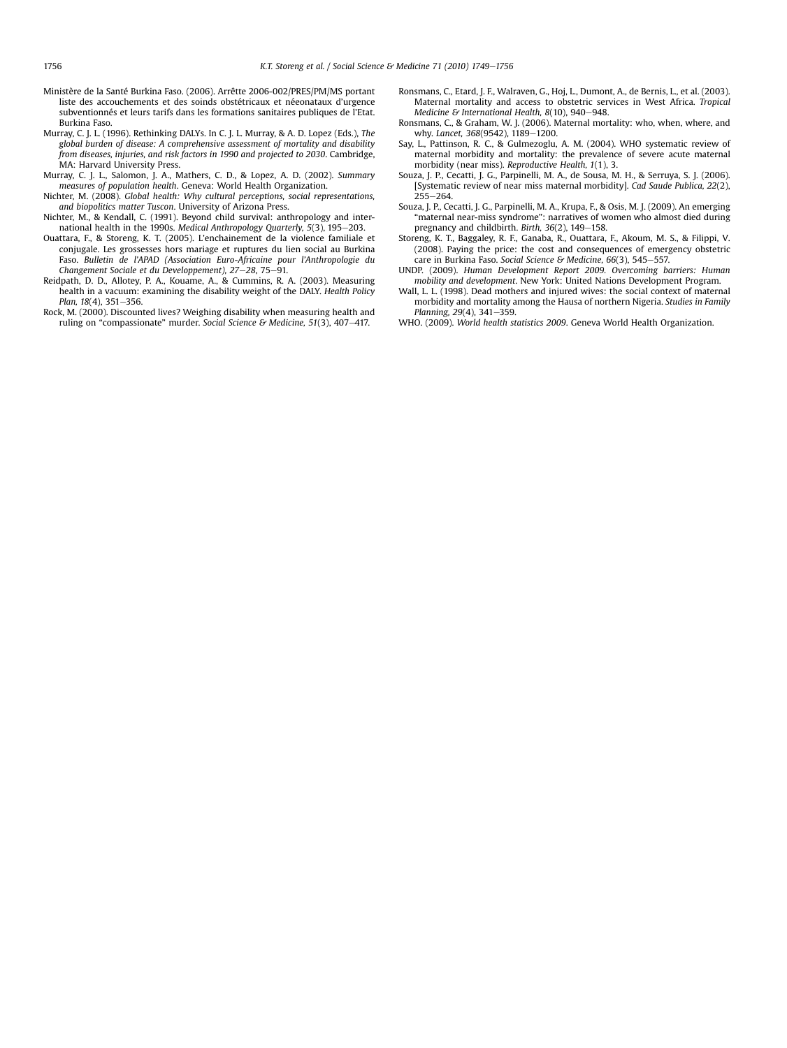Ministère de la Santé Burkina Faso. (2006). Arrête 2006-002/PRES/PM/MS portant liste des accouchements et des soinds obstétricaux et néeonataux d'urgence subventionnés et leurs tarifs dans les formations sanitaires publiques de l'Etat. Burkina Faso.

Murray, C. J. L. (1996). Rethinking DALYs. In C. J. L. Murray, & A. D. Lopez (Eds.), *The global burden of disease: A comprehensive assessment of mortality and disability from diseases, injuries, and risk factors in 1990 and projected to 2030*. Cambridge, MA: Harvard University Press.

Murray, C. J. L., Salomon, J. A., Mathers, C. D., & Lopez, A. D. (2002). *Summary measures of population health*. Geneva: World Health Organization.

Nichter, M. (2008). *Global health: Why cultural perceptions, social representations, and biopolitics matter Tuscon*. University of Arizona Press.

Nichter, M., & Kendall, C. (1991). Beyond child survival: anthropology and international health in the 1990s. *Medical Anthropology Quarterly, 5*(3), 195–203.

Ouattara, F., & Storeng, K. T. (2005). L'enchainement de la violence familiale et conjugale. Les grossesses hors mariage et ruptures du lien social au Burkina Faso. *Bulletin de l'APAD (Association Euro-Africaine pour l'Anthropologie du Changement Sociale et du Developpement), 27–28*, 75–91.

Reidpath, D. D., Allotey, P. A., Kouame, A., & Cummins, R. A. (2003). Measuring health in a vacuum: examining the disability weight of the DALY. *Health Policy Plan, 18*(4), 351–356.

Rock, M. (2000). Discounted lives? Weighing disability when measuring health and ruling on "compassionate" murder. *Social Science & Medicine, 51*(3), 407–417.

Ronsmans, C., Etard, J. F., Walraven, G., Hoj, L., Dumont, A., de Bernis, L., et al. (2003). Maternal mortality and access to obstetric services in West Africa. *Tropical Medicine & International Health, 8*(10), 940–948.

Ronsmans, C., & Graham, W. J. (2006). Maternal mortality: who, when, where, and why. *Lancet, 368*(9542), 1189–1200.

Say, L., Pattinson, R. C., & Gulmezoglu, A. M. (2004). WHO systematic review of maternal morbidity and mortality: the prevalence of severe acute maternal morbidity (near miss). *Reproductive Health, 1*(1), 3.

Souza, J. P., Cecatti, J. G., Parpinelli, M. A., de Sousa, M. H., & Serruya, S. J. (2006). [Systematic review of near miss maternal morbidity]. *Cad Saude Publica, 22*(2), 255–264.

Souza, J. P., Cecatti, J. G., Parpinelli, M. A., Krupa, F., & Osis, M. J. (2009). An emerging "maternal near-miss syndrome": narratives of women who almost died during pregnancy and childbirth. *Birth, 36*(2), 149–158.

Storeng, K. T., Baggaley, R. F., Ganaba, R., Ouattara, F., Akoum, M. S., & Filippi, V. (2008). Paying the price: the cost and consequences of emergency obstetric care in Burkina Faso. *Social Science & Medicine, 66*(3), 545–557.

UNDP. (2009). *Human Development Report 2009. Overcoming barriers: Human mobility and development*. New York: United Nations Development Program.

Wall, L. L. (1998). Dead mothers and injured wives: the social context of maternal morbidity and mortality among the Hausa of northern Nigeria. *Studies in Family Planning, 29*(4), 341–359.

WHO. (2009). *World health statistics 2009*. Geneva World Health Organization.